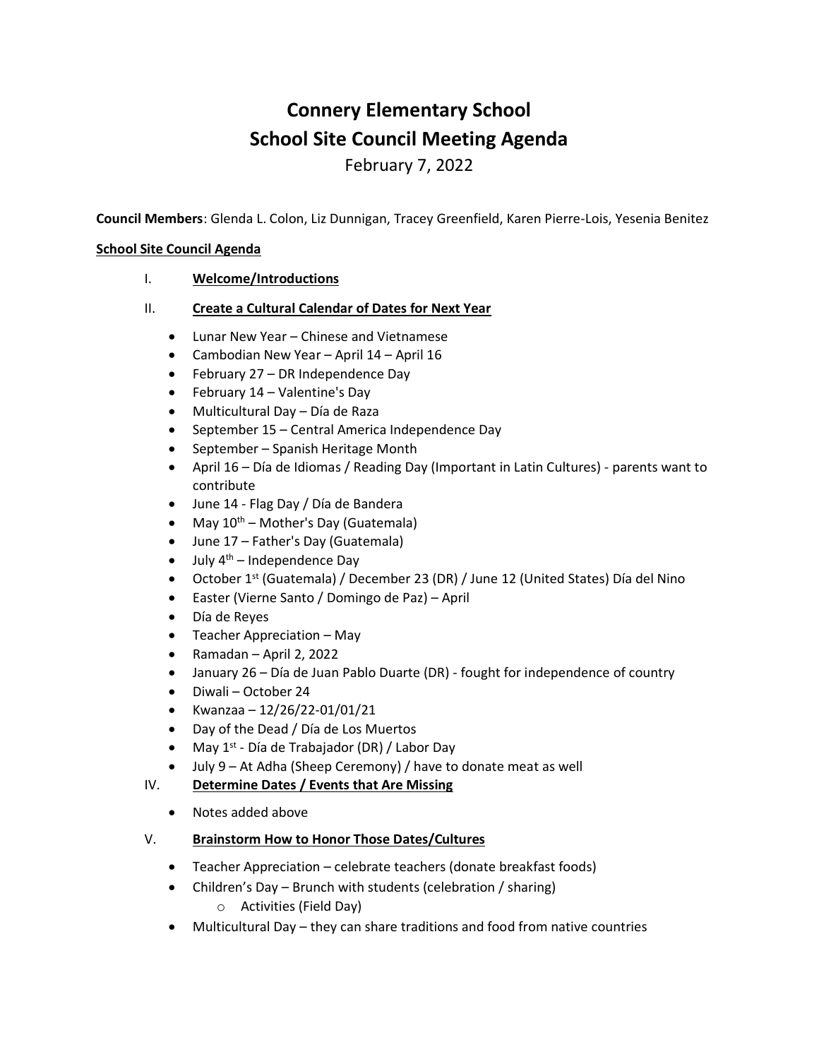# Connery Elementary School
# School Site Council Meeting Agenda

February 7, 2022

**Council Members**: Glenda L. Colon, Liz Dunnigan, Tracey Greenfield, Karen Pierre-Lois, Yesenia Benitez

**School Site Council Agenda**

I. **Welcome/Introductions**

II. **Create a Cultural Calendar of Dates for Next Year**

- Lunar New Year – Chinese and Vietnamese
- Cambodian New Year – April 14 – April 16
- February 27 – DR Independence Day
- February 14 – Valentine's Day
- Multicultural Day – Día de Raza
- September 15 – Central America Independence Day
- September – Spanish Heritage Month
- April 16 – Día de Idiomas / Reading Day (Important in Latin Cultures) - parents want to contribute
- June 14 - Flag Day / Día de Bandera
- May 10th – Mother's Day (Guatemala)
- June 17 – Father's Day (Guatemala)
- July 4th – Independence Day
- October 1st (Guatemala) / December 23 (DR) / June 12 (United States) Día del Nino
- Easter (Vierne Santo / Domingo de Paz) – April
- Día de Reyes
- Teacher Appreciation – May
- Ramadan – April 2, 2022
- January 26 – Día de Juan Pablo Duarte (DR) - fought for independence of country
- Diwali – October 24
- Kwanzaa – 12/26/22-01/01/21
- Day of the Dead / Día de Los Muertos
- May 1st - Día de Trabajador (DR) / Labor Day
- July 9 – At Adha (Sheep Ceremony) / have to donate meat as well

IV. **Determine Dates / Events that Are Missing**

- Notes added above

V. **Brainstorm How to Honor Those Dates/Cultures**

- Teacher Appreciation – celebrate teachers (donate breakfast foods)
- Children's Day – Brunch with students (celebration / sharing)
  - Activities (Field Day)
- Multicultural Day – they can share traditions and food from native countries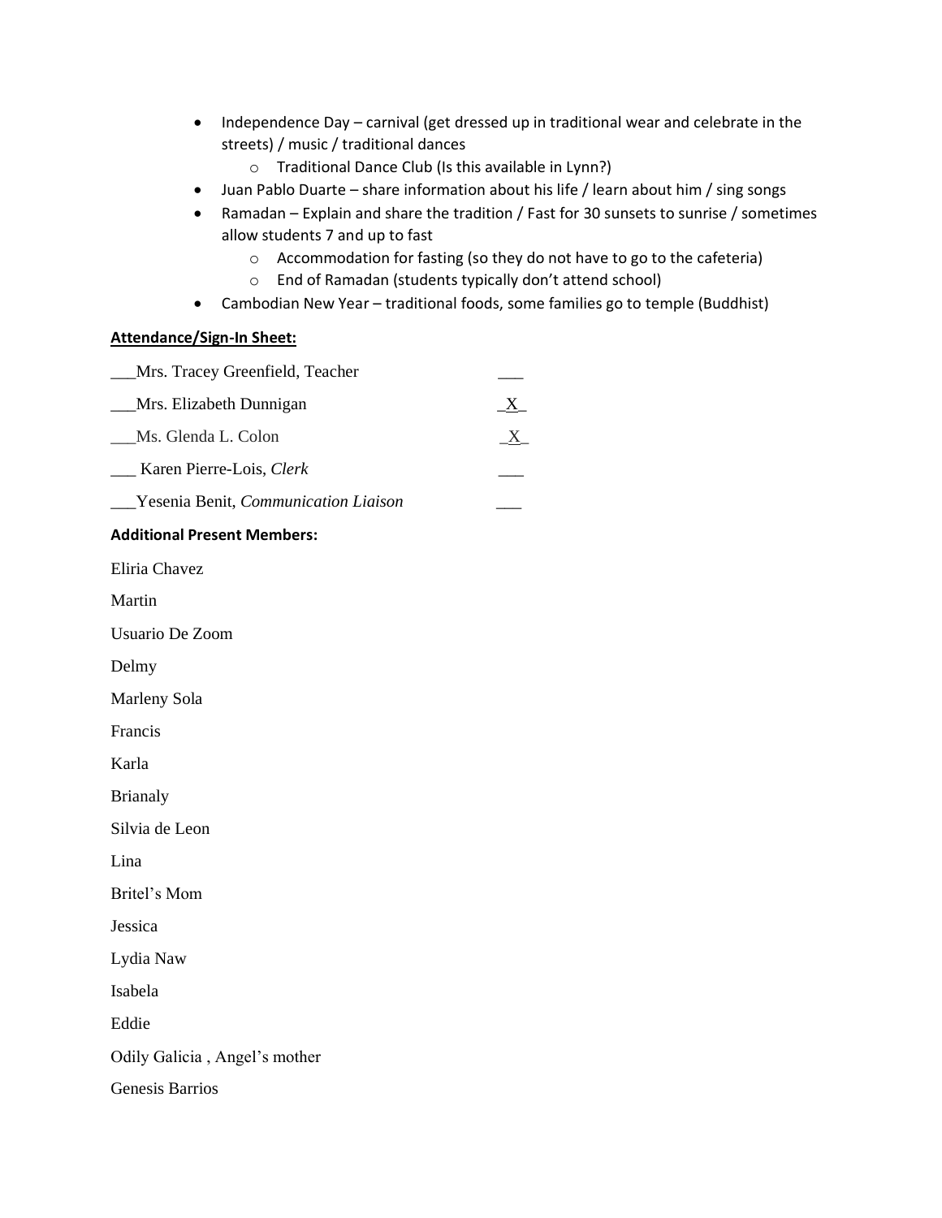- Independence Day – carnival (get dressed up in traditional wear and celebrate in the streets) / music / traditional dances
  - Traditional Dance Club (Is this available in Lynn?)
- Juan Pablo Duarte – share information about his life / learn about him / sing songs
- Ramadan – Explain and share the tradition / Fast for 30 sunsets to sunrise / sometimes allow students 7 and up to fast
  - Accommodation for fasting (so they do not have to go to the cafeteria)
  - End of Ramadan (students typically don't attend school)
- Cambodian New Year – traditional foods, some families go to temple (Buddhist)

**Attendance/Sign-In Sheet:**

| Name | |
|---|---|
| ___Mrs. Tracey Greenfield, Teacher | ___ |
| ___Mrs. Elizabeth Dunnigan | _X_ |
| ___Ms. Glenda L. Colon | _X_ |
| ___ Karen Pierre-Lois, *Clerk* | ___ |
| ___Yesenia Benit, *Communication Liaison* | ___ |

**Additional Present Members:**

Eliria Chavez

Martin

Usuario De Zoom

Delmy

Marleny Sola

Francis

Karla

Brianaly

Silvia de Leon

Lina

Britel's Mom

Jessica

Lydia Naw

Isabela

Eddie

Odily Galicia , Angel's mother

Genesis Barrios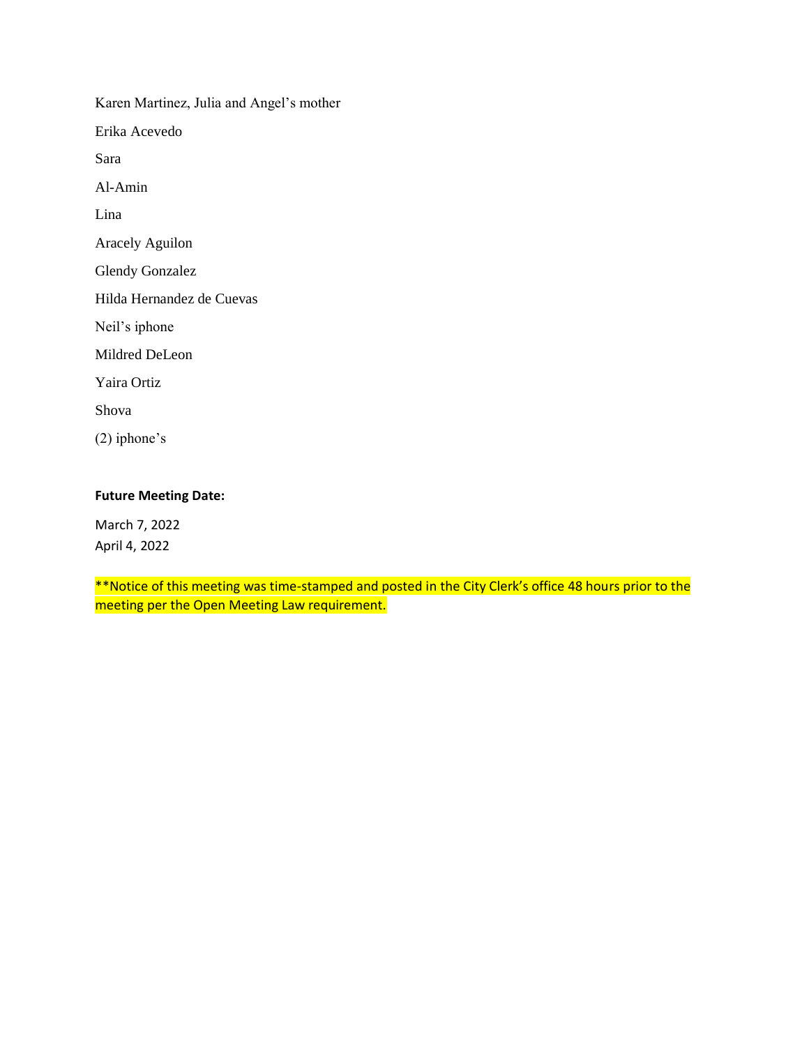Karen Martinez, Julia and Angel's mother

Erika Acevedo

Sara

Al-Amin

Lina

Aracely Aguilon

Glendy Gonzalez

Hilda Hernandez de Cuevas

Neil's iphone

Mildred DeLeon

Yaira Ortiz

Shova

(2) iphone's

**Future Meeting Date:**

March 7, 2022
April 4, 2022

**Notice of this meeting was time-stamped and posted in the City Clerk's office 48 hours prior to the meeting per the Open Meeting Law requirement.